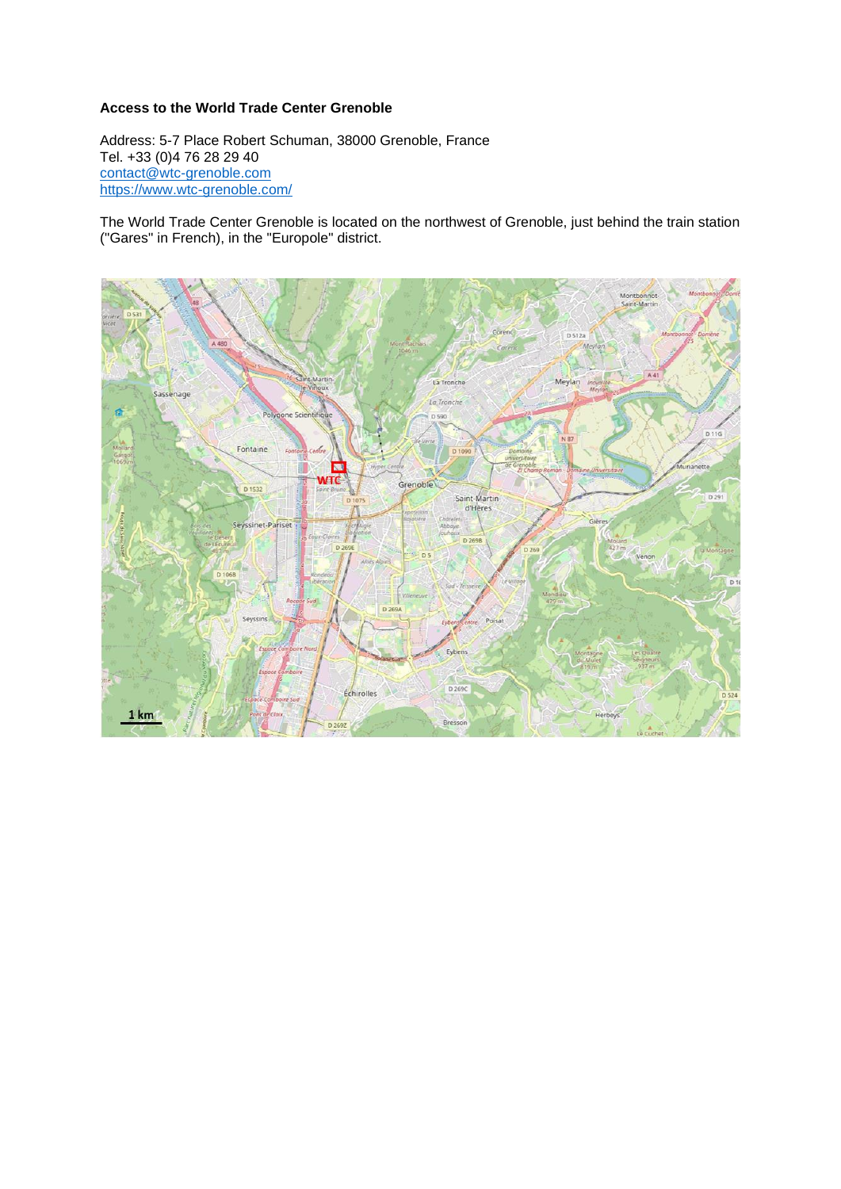**Access to the World Trade Center Grenoble**

Address: 5-7 Place Robert Schuman, 38000 Grenoble, France
Tel. +33 (0)4 76 28 29 40
contact@wtc-grenoble.com
https://www.wtc-grenoble.com/

The World Trade Center Grenoble is located on the northwest of Grenoble, just behind the train station ("Gares" in French), in the "Europole" district.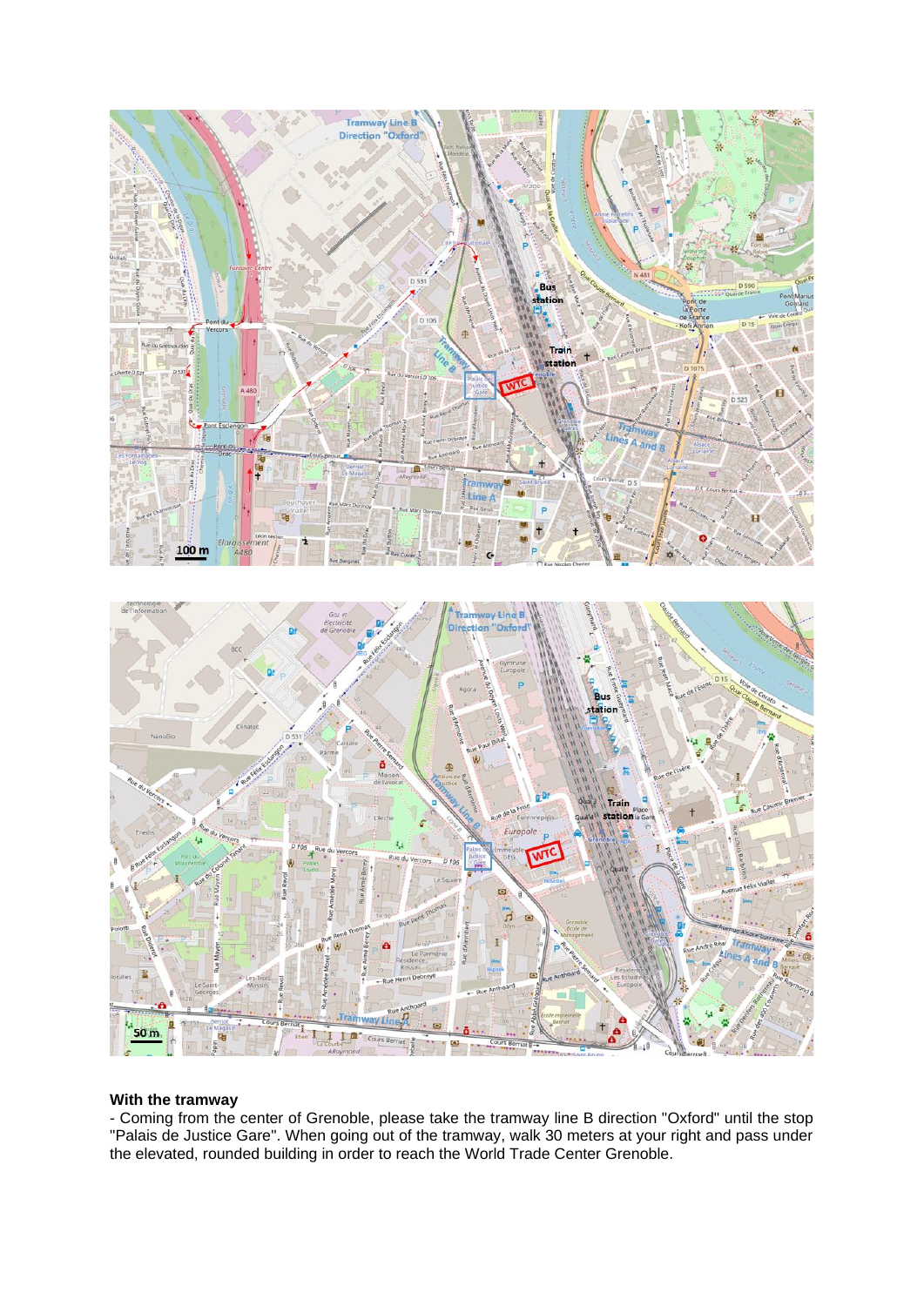**With the tramway**

- Coming from the center of Grenoble, please take the tramway line B direction "Oxford" until the stop "Palais de Justice Gare". When going out of the tramway, walk 30 meters at your right and pass under the elevated, rounded building in order to reach the World Trade Center Grenoble.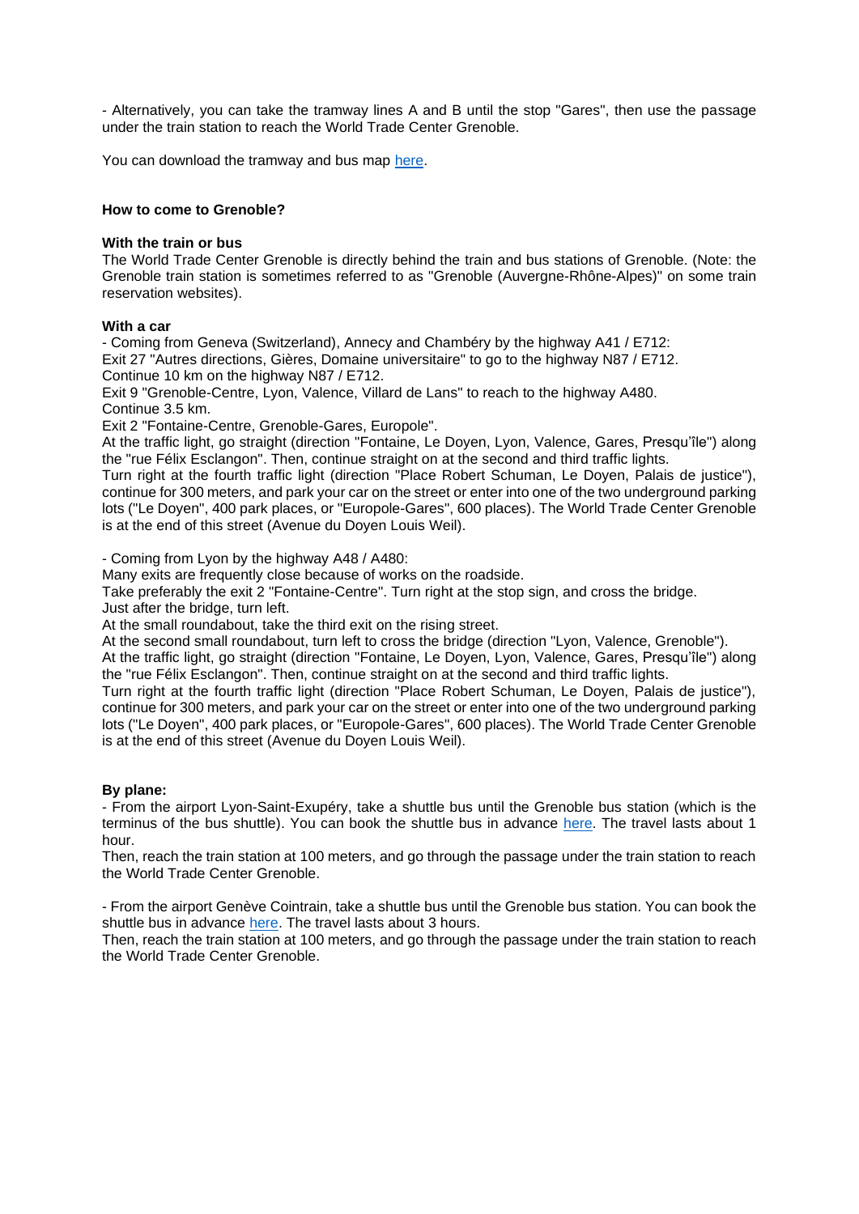- Alternatively, you can take the tramway lines A and B until the stop "Gares", then use the passage under the train station to reach the World Trade Center Grenoble.

You can download the tramway and bus map here.

**How to come to Grenoble?**

**With the train or bus**

The World Trade Center Grenoble is directly behind the train and bus stations of Grenoble. (Note: the Grenoble train station is sometimes referred to as "Grenoble (Auvergne-Rhône-Alpes)" on some train reservation websites).

**With a car**

- Coming from Geneva (Switzerland), Annecy and Chambéry by the highway A41 / E712:
Exit 27 "Autres directions, Gières, Domaine universitaire" to go to the highway N87 / E712.
Continue 10 km on the highway N87 / E712.
Exit 9 "Grenoble-Centre, Lyon, Valence, Villard de Lans" to reach to the highway A480.
Continue 3.5 km.
Exit 2 "Fontaine-Centre, Grenoble-Gares, Europole".
At the traffic light, go straight (direction "Fontaine, Le Doyen, Lyon, Valence, Gares, Presqu'île") along the "rue Félix Esclangon". Then, continue straight on at the second and third traffic lights.
Turn right at the fourth traffic light (direction "Place Robert Schuman, Le Doyen, Palais de justice"), continue for 300 meters, and park your car on the street or enter into one of the two underground parking lots ("Le Doyen", 400 park places, or "Europole-Gares", 600 places). The World Trade Center Grenoble is at the end of this street (Avenue du Doyen Louis Weil).

- Coming from Lyon by the highway A48 / A480:
Many exits are frequently close because of works on the roadside.
Take preferably the exit 2 "Fontaine-Centre". Turn right at the stop sign, and cross the bridge.
Just after the bridge, turn left.
At the small roundabout, take the third exit on the rising street.
At the second small roundabout, turn left to cross the bridge (direction "Lyon, Valence, Grenoble").
At the traffic light, go straight (direction "Fontaine, Le Doyen, Lyon, Valence, Gares, Presqu'île") along the "rue Félix Esclangon". Then, continue straight on at the second and third traffic lights.
Turn right at the fourth traffic light (direction "Place Robert Schuman, Le Doyen, Palais de justice"), continue for 300 meters, and park your car on the street or enter into one of the two underground parking lots ("Le Doyen", 400 park places, or "Europole-Gares", 600 places). The World Trade Center Grenoble is at the end of this street (Avenue du Doyen Louis Weil).

**By plane:**

- From the airport Lyon-Saint-Exupéry, take a shuttle bus until the Grenoble bus station (which is the terminus of the bus shuttle). You can book the shuttle bus in advance here. The travel lasts about 1 hour.
Then, reach the train station at 100 meters, and go through the passage under the train station to reach the World Trade Center Grenoble.

- From the airport Genève Cointrain, take a shuttle bus until the Grenoble bus station. You can book the shuttle bus in advance here. The travel lasts about 3 hours.
Then, reach the train station at 100 meters, and go through the passage under the train station to reach the World Trade Center Grenoble.